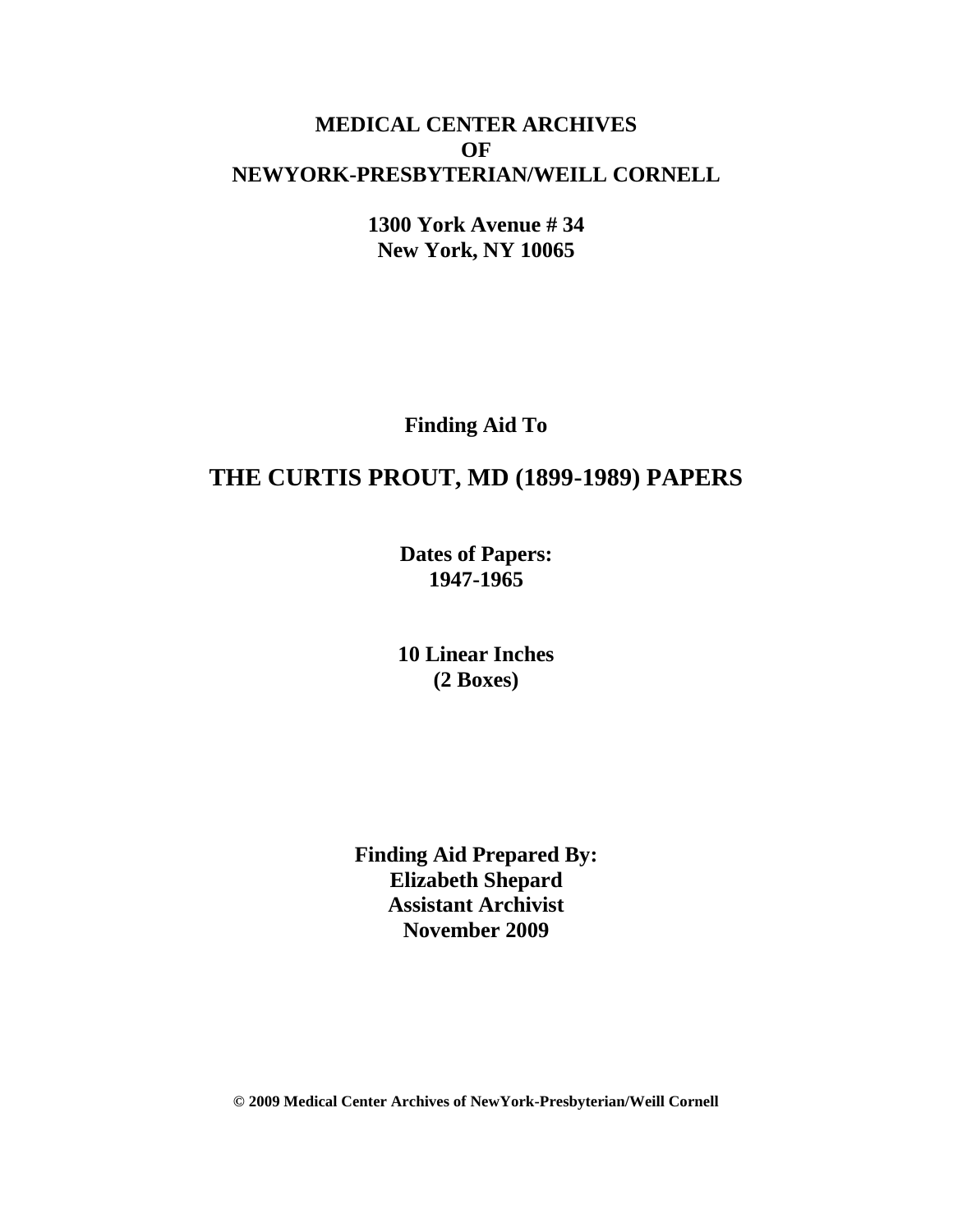**MEDICAL CENTER ARCHIVES**
**OF**
**NEWYORK-PRESBYTERIAN/WEILL CORNELL**

**1300 York Avenue # 34**
**New York, NY 10065**

**Finding Aid To**

# THE CURTIS PROUT, MD (1899-1989) PAPERS

**Dates of Papers:**
**1947-1965**

**10 Linear Inches**
**(2 Boxes)**

**Finding Aid Prepared By:**
**Elizabeth Shepard**
**Assistant Archivist**
**November 2009**

**© 2009 Medical Center Archives of NewYork-Presbyterian/Weill Cornell**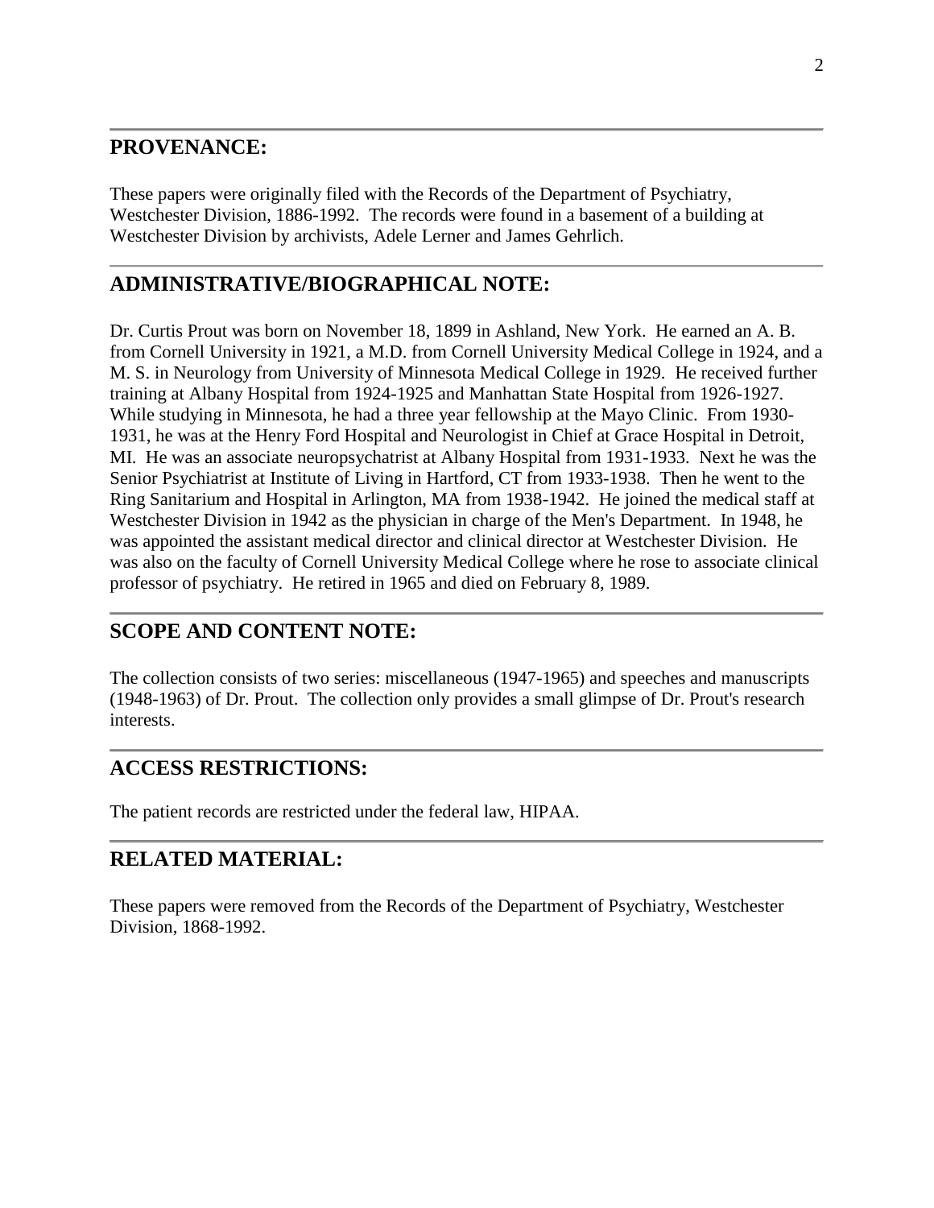## PROVENANCE:

These papers were originally filed with the Records of the Department of Psychiatry, Westchester Division, 1886-1992. The records were found in a basement of a building at Westchester Division by archivists, Adele Lerner and James Gehrlich.

## ADMINISTRATIVE/BIOGRAPHICAL NOTE:

Dr. Curtis Prout was born on November 18, 1899 in Ashland, New York. He earned an A. B. from Cornell University in 1921, a M.D. from Cornell University Medical College in 1924, and a M. S. in Neurology from University of Minnesota Medical College in 1929. He received further training at Albany Hospital from 1924-1925 and Manhattan State Hospital from 1926-1927. While studying in Minnesota, he had a three year fellowship at the Mayo Clinic. From 1930-1931, he was at the Henry Ford Hospital and Neurologist in Chief at Grace Hospital in Detroit, MI. He was an associate neuropsychatrist at Albany Hospital from 1931-1933. Next he was the Senior Psychiatrist at Institute of Living in Hartford, CT from 1933-1938. Then he went to the Ring Sanitarium and Hospital in Arlington, MA from 1938-1942. He joined the medical staff at Westchester Division in 1942 as the physician in charge of the Men's Department. In 1948, he was appointed the assistant medical director and clinical director at Westchester Division. He was also on the faculty of Cornell University Medical College where he rose to associate clinical professor of psychiatry. He retired in 1965 and died on February 8, 1989.

## SCOPE AND CONTENT NOTE:

The collection consists of two series: miscellaneous (1947-1965) and speeches and manuscripts (1948-1963) of Dr. Prout. The collection only provides a small glimpse of Dr. Prout's research interests.

## ACCESS RESTRICTIONS:

The patient records are restricted under the federal law, HIPAA.

## RELATED MATERIAL:

These papers were removed from the Records of the Department of Psychiatry, Westchester Division, 1868-1992.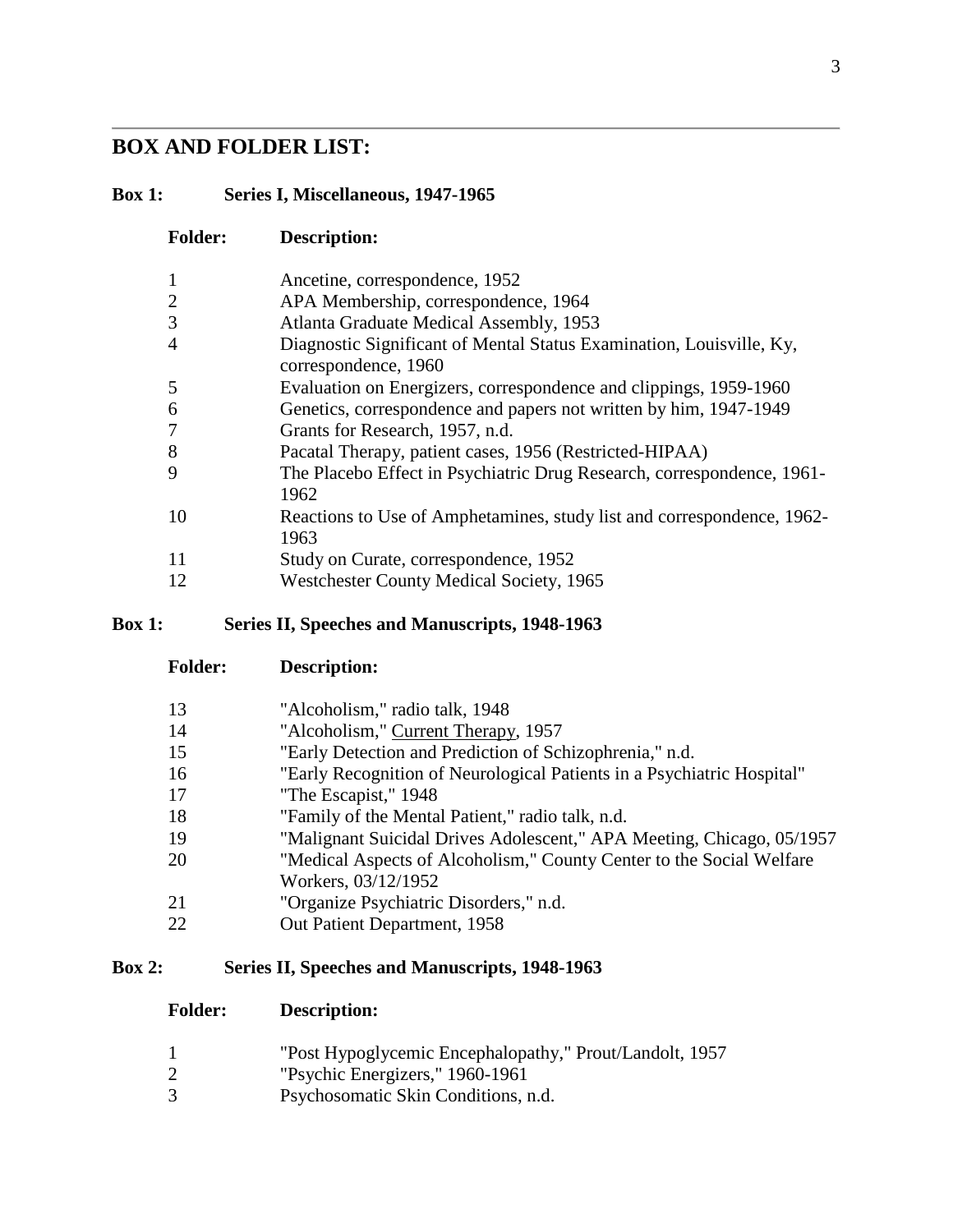## BOX AND FOLDER LIST:

### Box 1: Series I, Miscellaneous, 1947-1965

| Folder: | Description: |
| --- | --- |
| 1 | Ancetine, correspondence, 1952 |
| 2 | APA Membership, correspondence, 1964 |
| 3 | Atlanta Graduate Medical Assembly, 1953 |
| 4 | Diagnostic Significant of Mental Status Examination, Louisville, Ky, correspondence, 1960 |
| 5 | Evaluation on Energizers, correspondence and clippings, 1959-1960 |
| 6 | Genetics, correspondence and papers not written by him, 1947-1949 |
| 7 | Grants for Research, 1957, n.d. |
| 8 | Pacatal Therapy, patient cases, 1956 (Restricted-HIPAA) |
| 9 | The Placebo Effect in Psychiatric Drug Research, correspondence, 1961-1962 |
| 10 | Reactions to Use of Amphetamines, study list and correspondence, 1962-1963 |
| 11 | Study on Curate, correspondence, 1952 |
| 12 | Westchester County Medical Society, 1965 |

### Box 1: Series II, Speeches and Manuscripts, 1948-1963

| Folder: | Description: |
| --- | --- |
| 13 | "Alcoholism," radio talk, 1948 |
| 14 | "Alcoholism," Current Therapy, 1957 |
| 15 | "Early Detection and Prediction of Schizophrenia," n.d. |
| 16 | "Early Recognition of Neurological Patients in a Psychiatric Hospital" |
| 17 | "The Escapist," 1948 |
| 18 | "Family of the Mental Patient," radio talk, n.d. |
| 19 | "Malignant Suicidal Drives Adolescent," APA Meeting, Chicago, 05/1957 |
| 20 | "Medical Aspects of Alcoholism," County Center to the Social Welfare Workers, 03/12/1952 |
| 21 | "Organize Psychiatric Disorders," n.d. |
| 22 | Out Patient Department, 1958 |

### Box 2: Series II, Speeches and Manuscripts, 1948-1963

| Folder: | Description: |
| --- | --- |
| 1 | "Post Hypoglycemic Encephalopathy," Prout/Landolt, 1957 |
| 2 | "Psychic Energizers," 1960-1961 |
| 3 | Psychosomatic Skin Conditions, n.d. |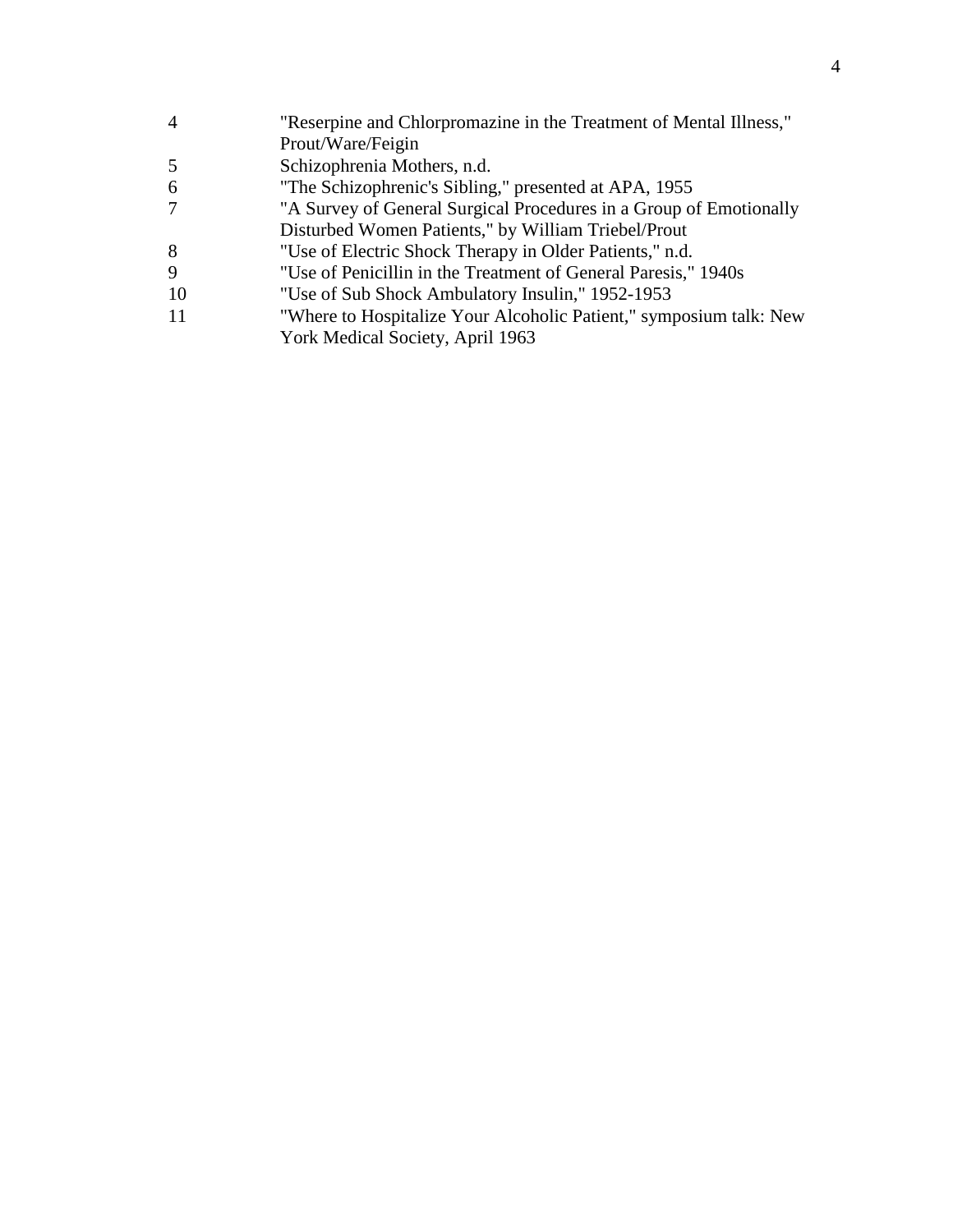| | |
|---|---|
| 4 | "Reserpine and Chlorpromazine in the Treatment of Mental Illness," Prout/Ware/Feigin |
| 5 | Schizophrenia Mothers, n.d. |
| 6 | "The Schizophrenic's Sibling," presented at APA, 1955 |
| 7 | "A Survey of General Surgical Procedures in a Group of Emotionally Disturbed Women Patients," by William Triebel/Prout |
| 8 | "Use of Electric Shock Therapy in Older Patients," n.d. |
| 9 | "Use of Penicillin in the Treatment of General Paresis," 1940s |
| 10 | "Use of Sub Shock Ambulatory Insulin," 1952-1953 |
| 11 | "Where to Hospitalize Your Alcoholic Patient," symposium talk: New York Medical Society, April 1963 |